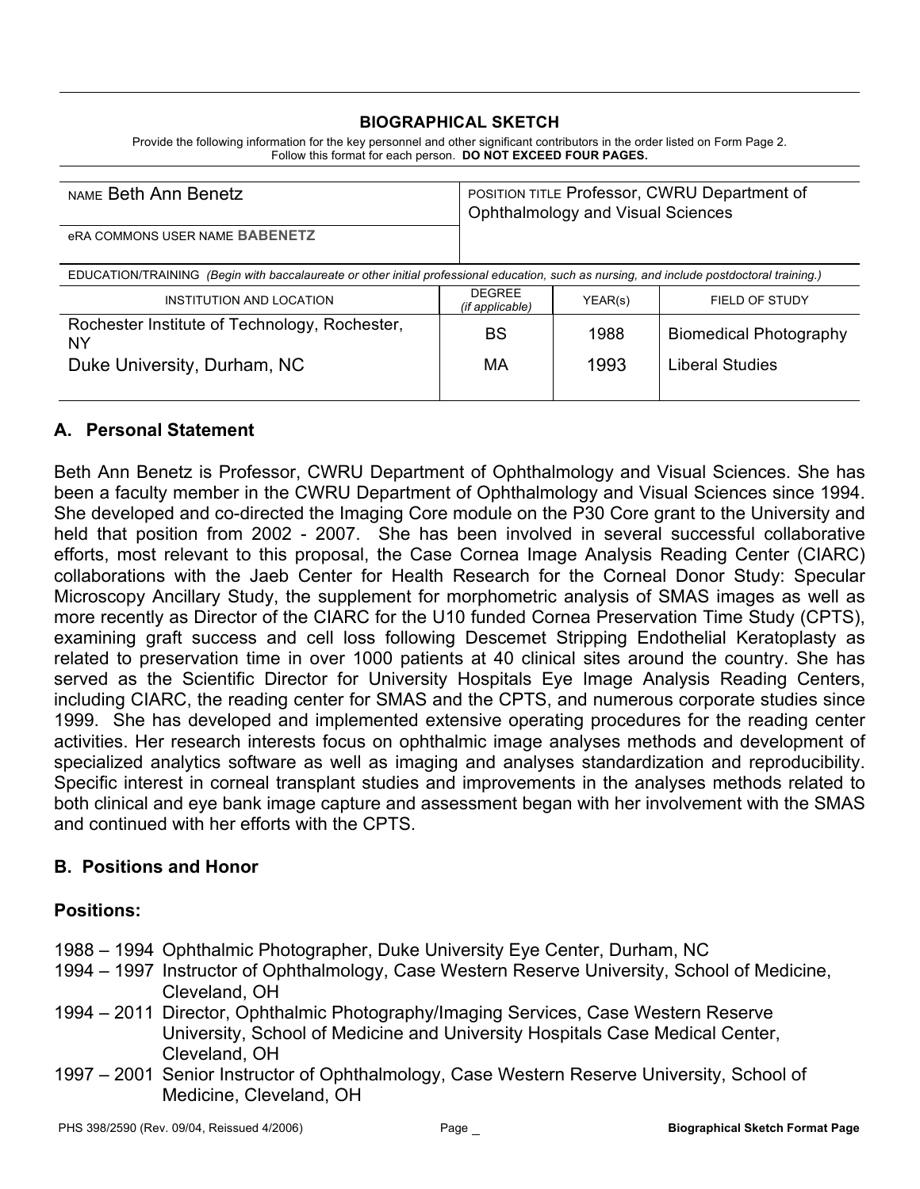## BIOGRAPHICAL SKETCH

Provide the following information for the key personnel and other significant contributors in the order listed on Form Page 2.
Follow this format for each person. **DO NOT EXCEED FOUR PAGES.**

| | |
|---|---|
| NAME Beth Ann Benetz | POSITION TITLE Professor, CWRU Department of Ophthalmology and Visual Sciences |
| eRA COMMONS USER NAME **BABENETZ** | |

EDUCATION/TRAINING *(Begin with baccalaureate or other initial professional education, such as nursing, and include postdoctoral training.)*

| INSTITUTION AND LOCATION | DEGREE *(if applicable)* | YEAR(s) | FIELD OF STUDY |
|---|---|---|---|
| Rochester Institute of Technology, Rochester, NY | BS | 1988 | Biomedical Photography |
| Duke University, Durham, NC | MA | 1993 | Liberal Studies |

### A. Personal Statement

Beth Ann Benetz is Professor, CWRU Department of Ophthalmology and Visual Sciences. She has been a faculty member in the CWRU Department of Ophthalmology and Visual Sciences since 1994. She developed and co-directed the Imaging Core module on the P30 Core grant to the University and held that position from 2002 - 2007. She has been involved in several successful collaborative efforts, most relevant to this proposal, the Case Cornea Image Analysis Reading Center (CIARC) collaborations with the Jaeb Center for Health Research for the Corneal Donor Study: Specular Microscopy Ancillary Study, the supplement for morphometric analysis of SMAS images as well as more recently as Director of the CIARC for the U10 funded Cornea Preservation Time Study (CPTS), examining graft success and cell loss following Descemet Stripping Endothelial Keratoplasty as related to preservation time in over 1000 patients at 40 clinical sites around the country. She has served as the Scientific Director for University Hospitals Eye Image Analysis Reading Centers, including CIARC, the reading center for SMAS and the CPTS, and numerous corporate studies since 1999. She has developed and implemented extensive operating procedures for the reading center activities. Her research interests focus on ophthalmic image analyses methods and development of specialized analytics software as well as imaging and analyses standardization and reproducibility. Specific interest in corneal transplant studies and improvements in the analyses methods related to both clinical and eye bank image capture and assessment began with her involvement with the SMAS and continued with her efforts with the CPTS.

### B. Positions and Honor

#### Positions:

1988 – 1994 Ophthalmic Photographer, Duke University Eye Center, Durham, NC

1994 – 1997 Instructor of Ophthalmology, Case Western Reserve University, School of Medicine, Cleveland, OH

1994 – 2011 Director, Ophthalmic Photography/Imaging Services, Case Western Reserve University, School of Medicine and University Hospitals Case Medical Center, Cleveland, OH

1997 – 2001 Senior Instructor of Ophthalmology, Case Western Reserve University, School of Medicine, Cleveland, OH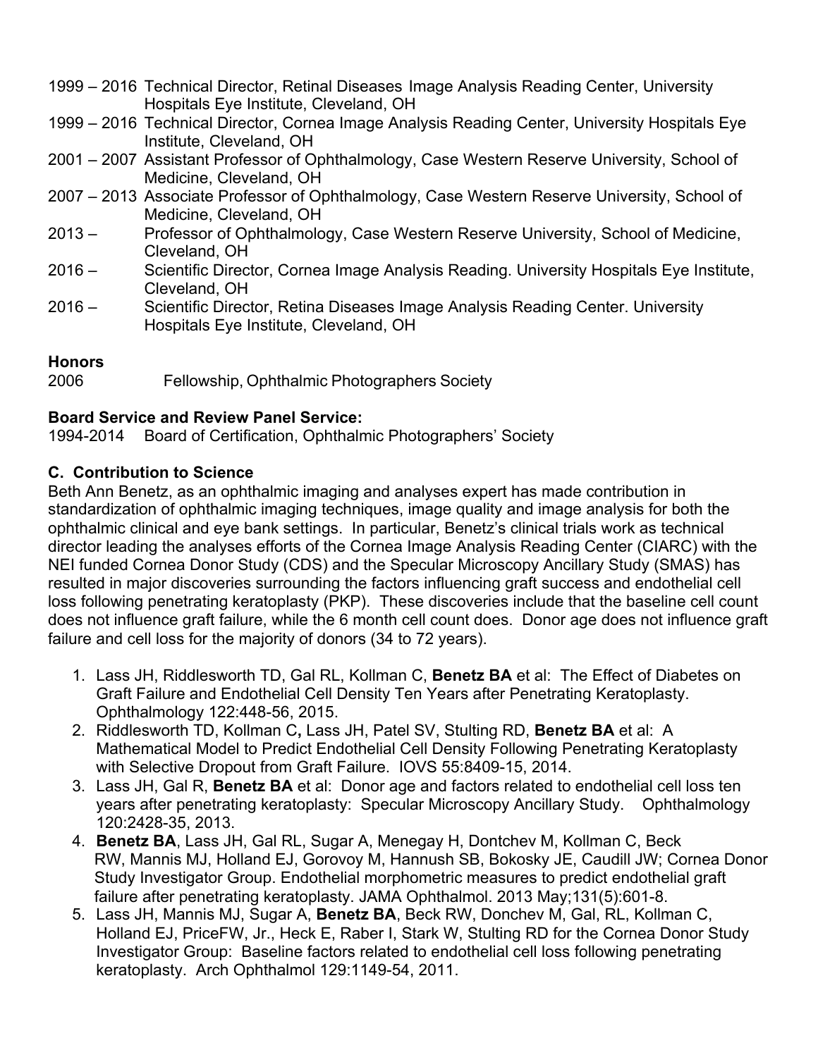1999 – 2016 Technical Director, Retinal Diseases Image Analysis Reading Center, University Hospitals Eye Institute, Cleveland, OH

1999 – 2016 Technical Director, Cornea Image Analysis Reading Center, University Hospitals Eye Institute, Cleveland, OH

2001 – 2007 Assistant Professor of Ophthalmology, Case Western Reserve University, School of Medicine, Cleveland, OH

2007 – 2013 Associate Professor of Ophthalmology, Case Western Reserve University, School of Medicine, Cleveland, OH

2013 – Professor of Ophthalmology, Case Western Reserve University, School of Medicine, Cleveland, OH

2016 – Scientific Director, Cornea Image Analysis Reading. University Hospitals Eye Institute, Cleveland, OH

2016 – Scientific Director, Retina Diseases Image Analysis Reading Center. University Hospitals Eye Institute, Cleveland, OH

**Honors**

2006 Fellowship, Ophthalmic Photographers Society

**Board Service and Review Panel Service:**

1994-2014 Board of Certification, Ophthalmic Photographers' Society

**C. Contribution to Science**

Beth Ann Benetz, as an ophthalmic imaging and analyses expert has made contribution in standardization of ophthalmic imaging techniques, image quality and image analysis for both the ophthalmic clinical and eye bank settings. In particular, Benetz's clinical trials work as technical director leading the analyses efforts of the Cornea Image Analysis Reading Center (CIARC) with the NEI funded Cornea Donor Study (CDS) and the Specular Microscopy Ancillary Study (SMAS) has resulted in major discoveries surrounding the factors influencing graft success and endothelial cell loss following penetrating keratoplasty (PKP). These discoveries include that the baseline cell count does not influence graft failure, while the 6 month cell count does. Donor age does not influence graft failure and cell loss for the majority of donors (34 to 72 years).

1. Lass JH, Riddlesworth TD, Gal RL, Kollman C, **Benetz BA** et al: The Effect of Diabetes on Graft Failure and Endothelial Cell Density Ten Years after Penetrating Keratoplasty. Ophthalmology 122:448-56, 2015.
2. Riddlesworth TD, Kollman C**,** Lass JH, Patel SV, Stulting RD, **Benetz BA** et al: A Mathematical Model to Predict Endothelial Cell Density Following Penetrating Keratoplasty with Selective Dropout from Graft Failure. IOVS 55:8409-15, 2014.
3. Lass JH, Gal R, **Benetz BA** et al: Donor age and factors related to endothelial cell loss ten years after penetrating keratoplasty: Specular Microscopy Ancillary Study. Ophthalmology 120:2428-35, 2013.
4. **Benetz BA**, Lass JH, Gal RL, Sugar A, Menegay H, Dontchev M, Kollman C, Beck RW, Mannis MJ, Holland EJ, Gorovoy M, Hannush SB, Bokosky JE, Caudill JW; Cornea Donor Study Investigator Group. Endothelial morphometric measures to predict endothelial graft failure after penetrating keratoplasty. JAMA Ophthalmol. 2013 May;131(5):601-8.
5. Lass JH, Mannis MJ, Sugar A, **Benetz BA**, Beck RW, Donchev M, Gal, RL, Kollman C, Holland EJ, PriceFW, Jr., Heck E, Raber I, Stark W, Stulting RD for the Cornea Donor Study Investigator Group: Baseline factors related to endothelial cell loss following penetrating keratoplasty. Arch Ophthalmol 129:1149-54, 2011.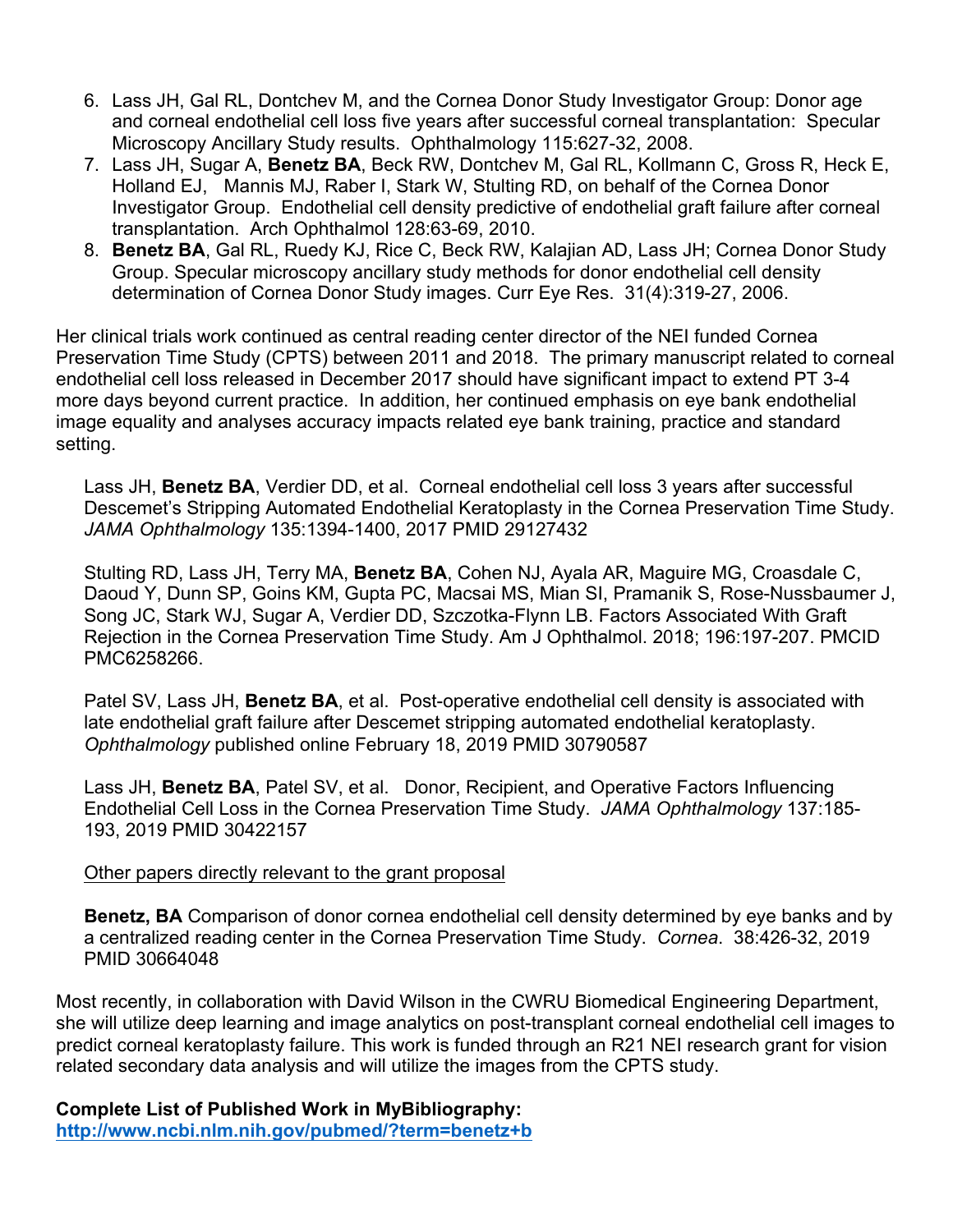6. Lass JH, Gal RL, Dontchev M, and the Cornea Donor Study Investigator Group: Donor age and corneal endothelial cell loss five years after successful corneal transplantation: Specular Microscopy Ancillary Study results. Ophthalmology 115:627-32, 2008.
7. Lass JH, Sugar A, **Benetz BA**, Beck RW, Dontchev M, Gal RL, Kollmann C, Gross R, Heck E, Holland EJ, Mannis MJ, Raber I, Stark W, Stulting RD, on behalf of the Cornea Donor Investigator Group. Endothelial cell density predictive of endothelial graft failure after corneal transplantation. Arch Ophthalmol 128:63-69, 2010.
8. **Benetz BA**, Gal RL, Ruedy KJ, Rice C, Beck RW, Kalajian AD, Lass JH; Cornea Donor Study Group. Specular microscopy ancillary study methods for donor endothelial cell density determination of Cornea Donor Study images. Curr Eye Res. 31(4):319-27, 2006.

Her clinical trials work continued as central reading center director of the NEI funded Cornea Preservation Time Study (CPTS) between 2011 and 2018. The primary manuscript related to corneal endothelial cell loss released in December 2017 should have significant impact to extend PT 3-4 more days beyond current practice. In addition, her continued emphasis on eye bank endothelial image equality and analyses accuracy impacts related eye bank training, practice and standard setting.

Lass JH, **Benetz BA**, Verdier DD, et al. Corneal endothelial cell loss 3 years after successful Descemet's Stripping Automated Endothelial Keratoplasty in the Cornea Preservation Time Study. *JAMA Ophthalmology* 135:1394-1400, 2017 PMID 29127432

Stulting RD, Lass JH, Terry MA, **Benetz BA**, Cohen NJ, Ayala AR, Maguire MG, Croasdale C, Daoud Y, Dunn SP, Goins KM, Gupta PC, Macsai MS, Mian SI, Pramanik S, Rose-Nussbaumer J, Song JC, Stark WJ, Sugar A, Verdier DD, Szczotka-Flynn LB. Factors Associated With Graft Rejection in the Cornea Preservation Time Study. Am J Ophthalmol. 2018; 196:197-207. PMCID PMC6258266.

Patel SV, Lass JH, **Benetz BA**, et al. Post-operative endothelial cell density is associated with late endothelial graft failure after Descemet stripping automated endothelial keratoplasty. *Ophthalmology* published online February 18, 2019 PMID 30790587

Lass JH, **Benetz BA**, Patel SV, et al. Donor, Recipient, and Operative Factors Influencing Endothelial Cell Loss in the Cornea Preservation Time Study. *JAMA Ophthalmology* 137:185-193, 2019 PMID 30422157

<u>Other papers directly relevant to the grant proposal</u>

**Benetz, BA** Comparison of donor cornea endothelial cell density determined by eye banks and by a centralized reading center in the Cornea Preservation Time Study. *Cornea*. 38:426-32, 2019 PMID 30664048

Most recently, in collaboration with David Wilson in the CWRU Biomedical Engineering Department, she will utilize deep learning and image analytics on post-transplant corneal endothelial cell images to predict corneal keratoplasty failure. This work is funded through an R21 NEI research grant for vision related secondary data analysis and will utilize the images from the CPTS study.

**Complete List of Published Work in MyBibliography:**
**http://www.ncbi.nlm.nih.gov/pubmed/?term=benetz+b**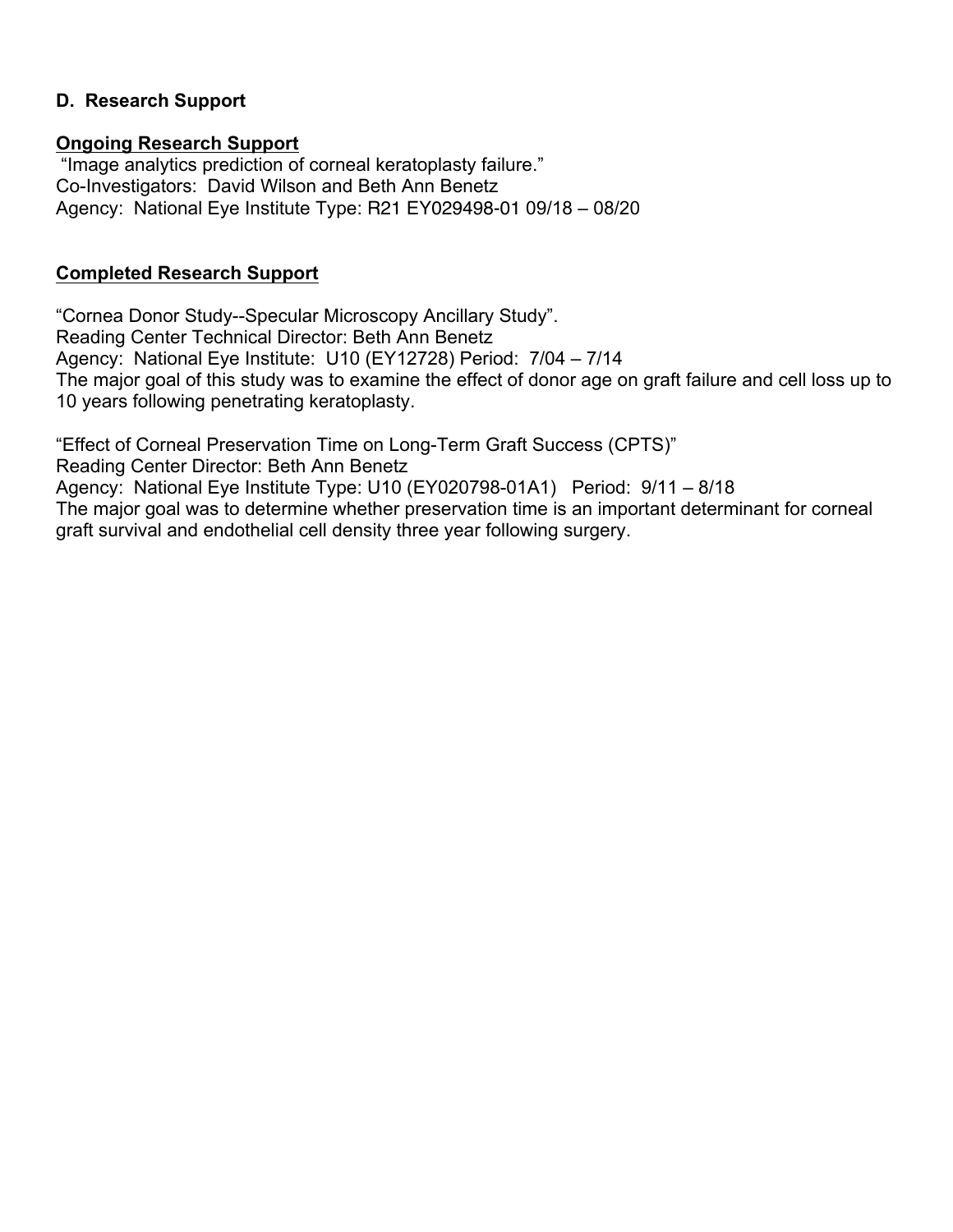## D. Research Support

**Ongoing Research Support**

"Image analytics prediction of corneal keratoplasty failure."
Co-Investigators: David Wilson and Beth Ann Benetz
Agency: National Eye Institute Type: R21 EY029498-01 09/18 – 08/20

**Completed Research Support**

"Cornea Donor Study--Specular Microscopy Ancillary Study".
Reading Center Technical Director: Beth Ann Benetz
Agency: National Eye Institute: U10 (EY12728) Period: 7/04 – 7/14
The major goal of this study was to examine the effect of donor age on graft failure and cell loss up to 10 years following penetrating keratoplasty.

"Effect of Corneal Preservation Time on Long-Term Graft Success (CPTS)"
Reading Center Director: Beth Ann Benetz
Agency: National Eye Institute Type: U10 (EY020798-01A1) Period: 9/11 – 8/18
The major goal was to determine whether preservation time is an important determinant for corneal graft survival and endothelial cell density three year following surgery.